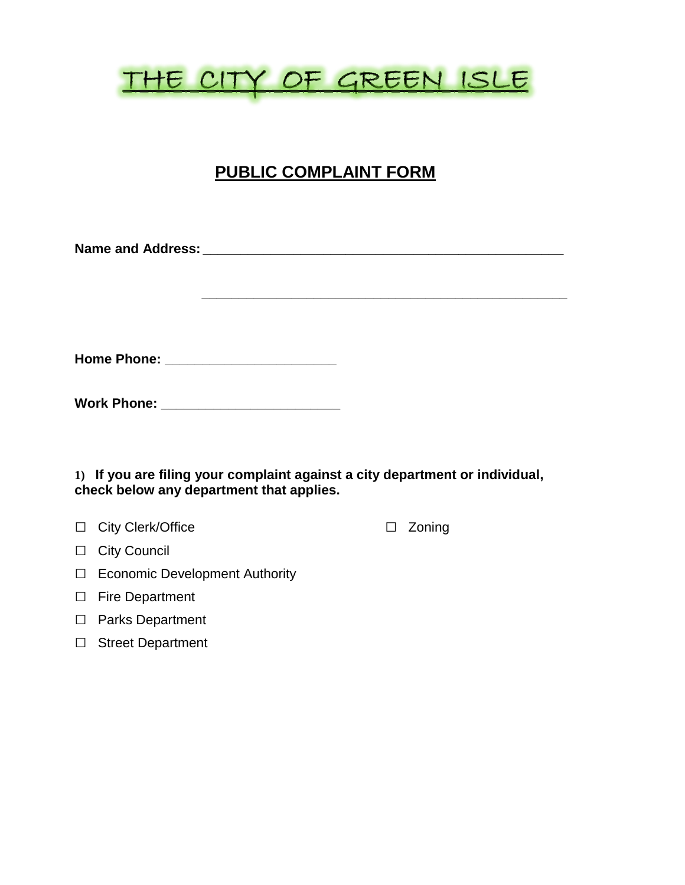# THE CITY OF GREEN ISLE

## PUBLIC COMPLAINT FORM

**Name and Address:** ________________________________________________

________________________________________________

**Home Phone:** ______________________

**Work Phone:** _______________________

**1) If you are filing your complaint against a city department or individual, check below any department that applies.**

☐ City Clerk/Office

☐ City Council

☐ Economic Development Authority

☐ Fire Department

☐ Parks Department

☐ Street Department

☐ Zoning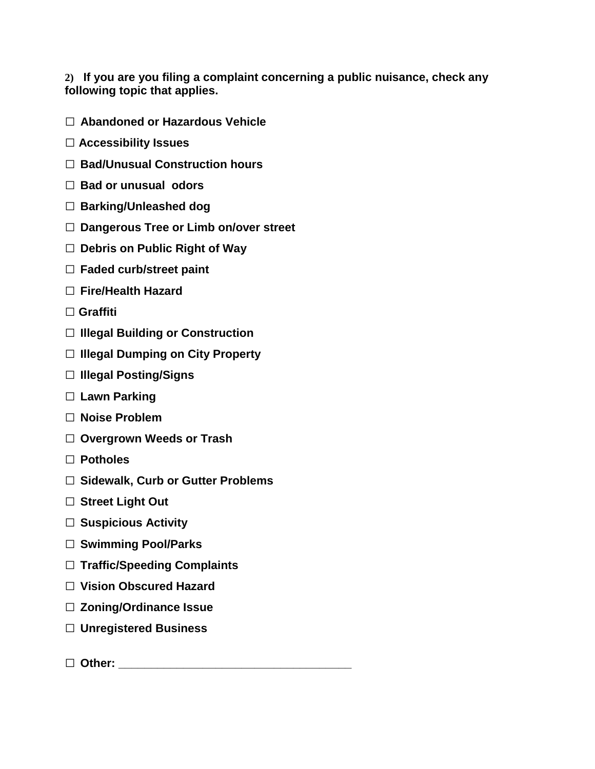**2) If you are you filing a complaint concerning a public nuisance, check any following topic that applies.**

☐ **Abandoned or Hazardous Vehicle**

☐ **Accessibility Issues**

☐ **Bad/Unusual Construction hours**

☐ **Bad or unusual odors**

☐ **Barking/Unleashed dog**

☐ **Dangerous Tree or Limb on/over street**

☐ **Debris on Public Right of Way**

☐ **Faded curb/street paint**

☐ **Fire/Health Hazard**

☐ **Graffiti**

☐ **Illegal Building or Construction**

☐ **Illegal Dumping on City Property**

☐ **Illegal Posting/Signs**

☐ **Lawn Parking**

☐ **Noise Problem**

☐ **Overgrown Weeds or Trash**

☐ **Potholes**

☐ **Sidewalk, Curb or Gutter Problems**

☐ **Street Light Out**

☐ **Suspicious Activity**

☐ **Swimming Pool/Parks**

☐ **Traffic/Speeding Complaints**

☐ **Vision Obscured Hazard**

☐ **Zoning/Ordinance Issue**

☐ **Unregistered Business**

☐ **Other: ____________________________________**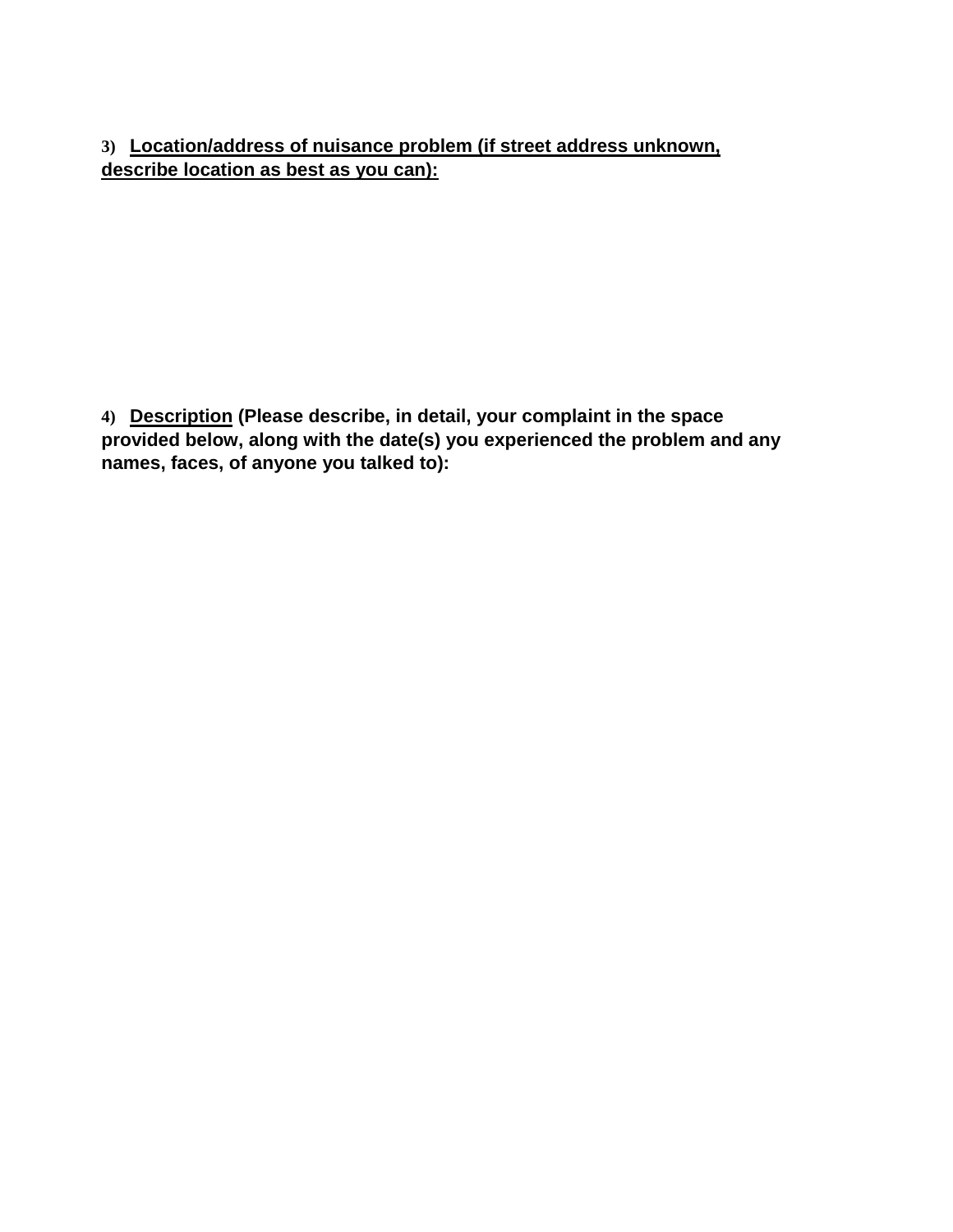3) **<u>Location/address of nuisance problem (if street address unknown, describe location as best as you can):</u>**

4) **<u>Description</u> (Please describe, in detail, your complaint in the space provided below, along with the date(s) you experienced the problem and any names, faces, of anyone you talked to):**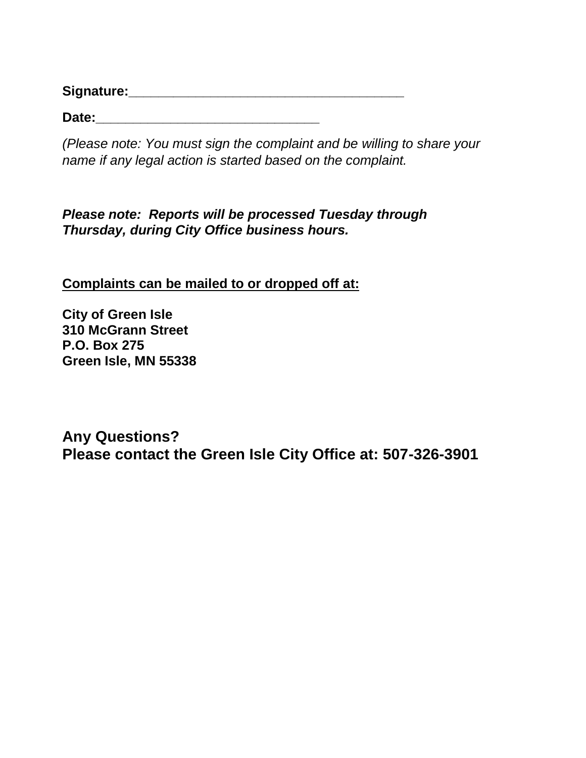**Signature:**_____________________________________

**Date:**______________________________

*(Please note: You must sign the complaint and be willing to share your name if any legal action is started based on the complaint.*

***Please note: Reports will be processed Tuesday through Thursday, during City Office business hours.***

**<u>Complaints can be mailed to or dropped off at:</u>**

**City of Green Isle**
**310 McGrann Street**
**P.O. Box 275**
**Green Isle, MN 55338**

**Any Questions?**
**Please contact the Green Isle City Office at: 507-326-3901**